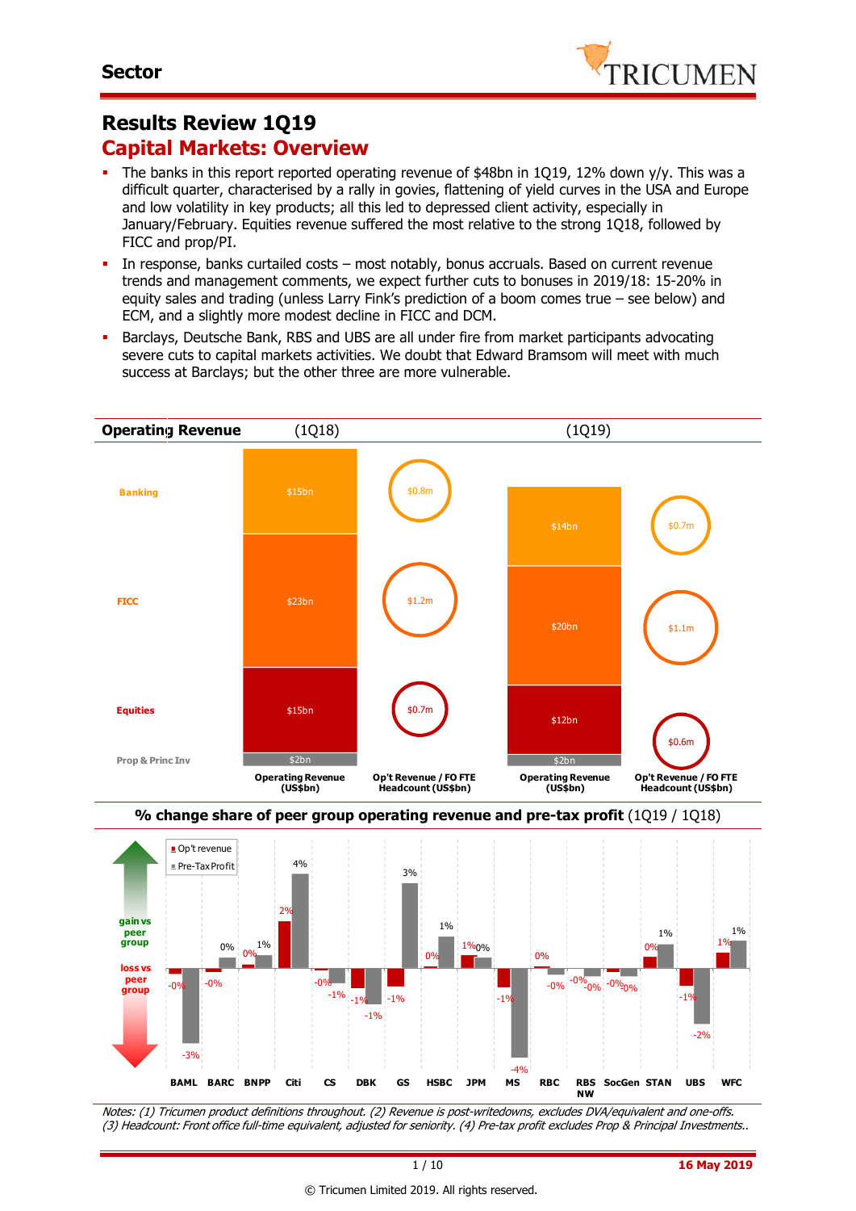# Results Review 1Q19

## Capital Markets: Overview

- The banks in this report reported operating revenue of $48bn in 1Q19, 12% down y/y. This was a difficult quarter, characterised by a rally in govies, flattening of yield curves in the USA and Europe and low volatility in key products; all this led to depressed client activity, especially in January/February. Equities revenue suffered the most relative to the strong 1Q18, followed by FICC and prop/PI.
- In response, banks curtailed costs – most notably, bonus accruals. Based on current revenue trends and management comments, we expect further cuts to bonuses in 2019/18: 15-20% in equity sales and trading (unless Larry Fink's prediction of a boom comes true – see below) and ECM, and a slightly more modest decline in FICC and DCM.
- Barclays, Deutsche Bank, RBS and UBS are all under fire from market participants advocating severe cuts to capital markets activities. We doubt that Edward Bramsom will meet with much success at Barclays; but the other three are more vulnerable.

**Operating Revenue**

| | (1Q18) Operating Revenue (US$bn) | (1Q18) Op't Revenue / FO FTE Headcount (US$bn) | (1Q19) Operating Revenue (US$bn) | (1Q19) Op't Revenue / FO FTE Headcount (US$bn) |
|---|---|---|---|---|
| Banking | $15bn | $0.8m | $14bn | $0.7m |
| FICC | $23bn | $1.2m | $20bn | $1.1m |
| Equities | $15bn | $0.7m | $12bn | $0.6m |
| Prop & Princ Inv | $2bn | | $2bn | |

**% change share of peer group operating revenue and pre-tax profit** (1Q19 / 1Q18)

| | BAML | BARC | BNPP | Citi | CS | DBK | GS | HSBC | JPM | MS | RBC | RBS NW | SocGen | STAN | UBS | WFC |
|---|---|---|---|---|---|---|---|---|---|---|---|---|---|---|---|---|
| Op't revenue | -0% | -0% | 0% | 2% | -0% | -1% | -1% | 0% | 1% | -1% | 0% | -0% | -0% | 0% | -1% | 1% |
| Pre-Tax Profit | -3% | 0% | 1% | 4% | -1% | -1% | 3% | 1% | 0% | -4% | -0% | -0% | -0% | 1% | -2% | 1% |

*Notes: (1) Tricumen product definitions throughout. (2) Revenue is post-writedowns, excludes DVA/equivalent and one-offs. (3) Headcount: Front office full-time equivalent, adjusted for seniority. (4) Pre-tax profit excludes Prop & Principal Investments..*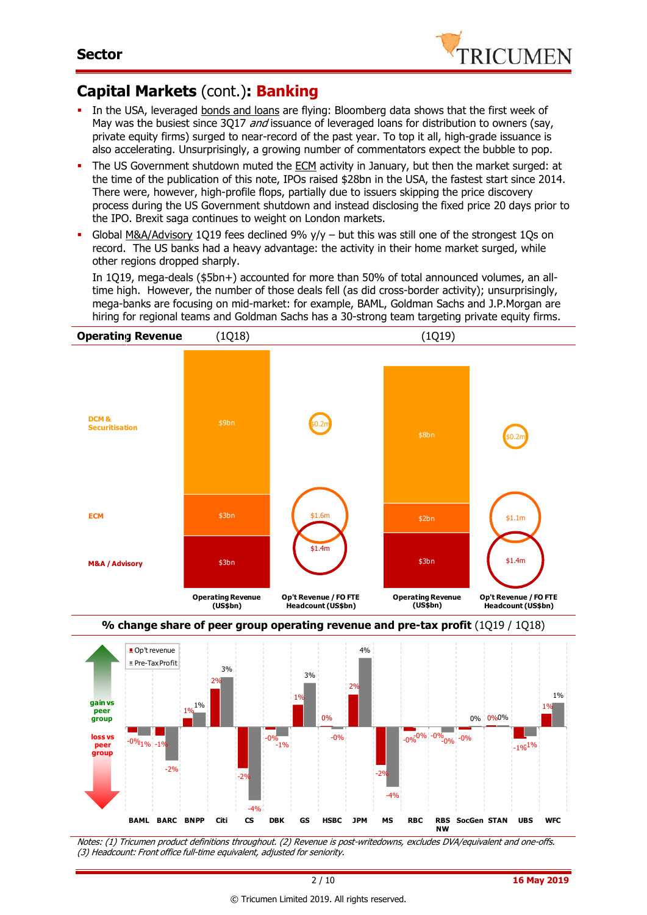## Capital Markets (cont.): Banking

- In the USA, leveraged bonds and loans are flying: Bloomberg data shows that the first week of May was the busiest since 3Q17 *and* issuance of leveraged loans for distribution to owners (say, private equity firms) surged to near-record of the past year. To top it all, high-grade issuance is also accelerating. Unsurprisingly, a growing number of commentators expect the bubble to pop.
- The US Government shutdown muted the ECM activity in January, but then the market surged: at the time of the publication of this note, IPOs raised $28bn in the USA, the fastest start since 2014. There were, however, high-profile flops, partially due to issuers skipping the price discovery process during the US Government shutdown and instead disclosing the fixed price 20 days prior to the IPO. Brexit saga continues to weight on London markets.
- Global M&A/Advisory 1Q19 fees declined 9% y/y – but this was still one of the strongest 1Qs on record. The US banks had a heavy advantage: the activity in their home market surged, while other regions dropped sharply.

  In 1Q19, mega-deals ($5bn+) accounted for more than 50% of total announced volumes, an all-time high. However, the number of those deals fell (as did cross-border activity); unsurprisingly, mega-banks are focusing on mid-market: for example, BAML, Goldman Sachs and J.P.Morgan are hiring for regional teams and Goldman Sachs has a 30-strong team targeting private equity firms.

### Operating Revenue

| | (1Q18) Operating Revenue (US$bn) | (1Q18) Op't Revenue / FO FTE Headcount (US$bn) | (1Q19) Operating Revenue (US$bn) | (1Q19) Op't Revenue / FO FTE Headcount (US$bn) |
|---|---|---|---|---|
| DCM & Securitisation | $9bn | $0.2m | $8bn | $0.2m |
| ECM | $3bn | $1.6m | $2bn | $1.1m |
| M&A / Advisory | $3bn | $1.4m | $3bn | $1.4m |

### % change share of peer group operating revenue and pre-tax profit (1Q19 / 1Q18)

| | Op't revenue | Pre-Tax Profit |
|---|---|---|
| BAML | -0% | -1% |
| BARC | -1% | -2% |
| BNPP | 1% | 1% |
| Citi | 2% | 3% |
| CS | -2% | -4% |
| DBK | -0% | -1% |
| GS | 1% | 3% |
| HSBC | 0% | -0% |
| JPM | 2% | 4% |
| MS | -2% | -4% |
| RBC | -0% | 0% |
| RBS NW | -0% | -0% |
| SocGen | -0% | 0% |
| STAN | 0% | 0% |
| UBS | -1% | -1% |
| WFC | 1% | 1% |

(gain vs peer group / loss vs peer group)

*Notes: (1) Tricumen product definitions throughout. (2) Revenue is post-writedowns, excludes DVA/equivalent and one-offs. (3) Headcount: Front office full-time equivalent, adjusted for seniority.*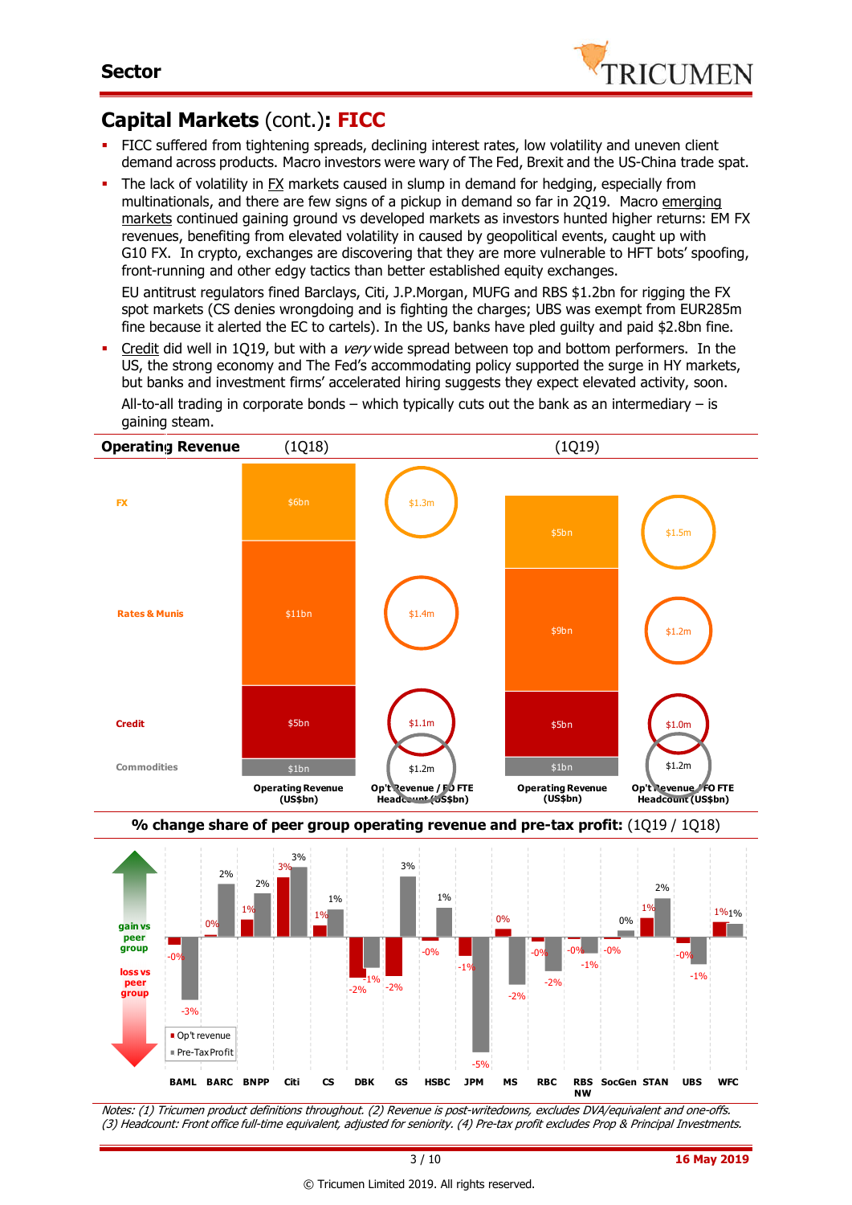## Capital Markets (cont.): FICC

- FICC suffered from tightening spreads, declining interest rates, low volatility and uneven client demand across products. Macro investors were wary of The Fed, Brexit and the US-China trade spat.
- The lack of volatility in FX markets caused in slump in demand for hedging, especially from multinationals, and there are few signs of a pickup in demand so far in 2Q19. Macro emerging markets continued gaining ground vs developed markets as investors hunted higher returns: EM FX revenues, benefiting from elevated volatility in caused by geopolitical events, caught up with G10 FX. In crypto, exchanges are discovering that they are more vulnerable to HFT bots' spoofing, front-running and other edgy tactics than better established equity exchanges.

  EU antitrust regulators fined Barclays, Citi, J.P.Morgan, MUFG and RBS $1.2bn for rigging the FX spot markets (CS denies wrongdoing and is fighting the charges; UBS was exempt from EUR285m fine because it alerted the EC to cartels). In the US, banks have pled guilty and paid $2.8bn fine.
- Credit did well in 1Q19, but with a *very* wide spread between top and bottom performers. In the US, the strong economy and The Fed's accommodating policy supported the surge in HY markets, but banks and investment firms' accelerated hiring suggests they expect elevated activity, soon.

  All-to-all trading in corporate bonds – which typically cuts out the bank as an intermediary – is gaining steam.

**Operating Revenue** (1Q18) (1Q19)

| | 1Q18 Operating Revenue (US$bn) | 1Q18 Op't Revenue / FO FTE Headcount (US$bn) | 1Q19 Operating Revenue (US$bn) | 1Q19 Op't Revenue / FO FTE Headcount (US$bn) |
|---|---|---|---|---|
| FX | $6bn | $1.3m | $5bn | $1.5m |
| Rates & Munis | $11bn | $1.4m | $9bn | $1.2m |
| Credit | $5bn | $1.1m | $5bn | $1.0m |
| Commodities | $1bn | $1.2m | $1bn | $1.2m |

**% change share of peer group operating revenue and pre-tax profit:** (1Q19 / 1Q18)

| | BAML | BARC | BNPP | Citi | CS | DBK | GS | HSBC | JPM | MS | RBC | RBS NW | SocGen | STAN | UBS | WFC |
|---|---|---|---|---|---|---|---|---|---|---|---|---|---|---|---|---|
| Op't revenue | -0% | 0% | 1% | 3% | 1% | -2% | -2% | -0% | -1% | 0% | -0% | -0% | -0% | 1% | -0% | 1% |
| Pre-Tax Profit | -3% | 2% | 2% | 3% | 1% | -1% | 3% | 1% | -5% | -2% | -2% | -1% | 0% | 2% | -1% | 1% |

*Notes: (1) Tricumen product definitions throughout. (2) Revenue is post-writedowns, excludes DVA/equivalent and one-offs. (3) Headcount: Front office full-time equivalent, adjusted for seniority. (4) Pre-tax profit excludes Prop & Principal Investments.*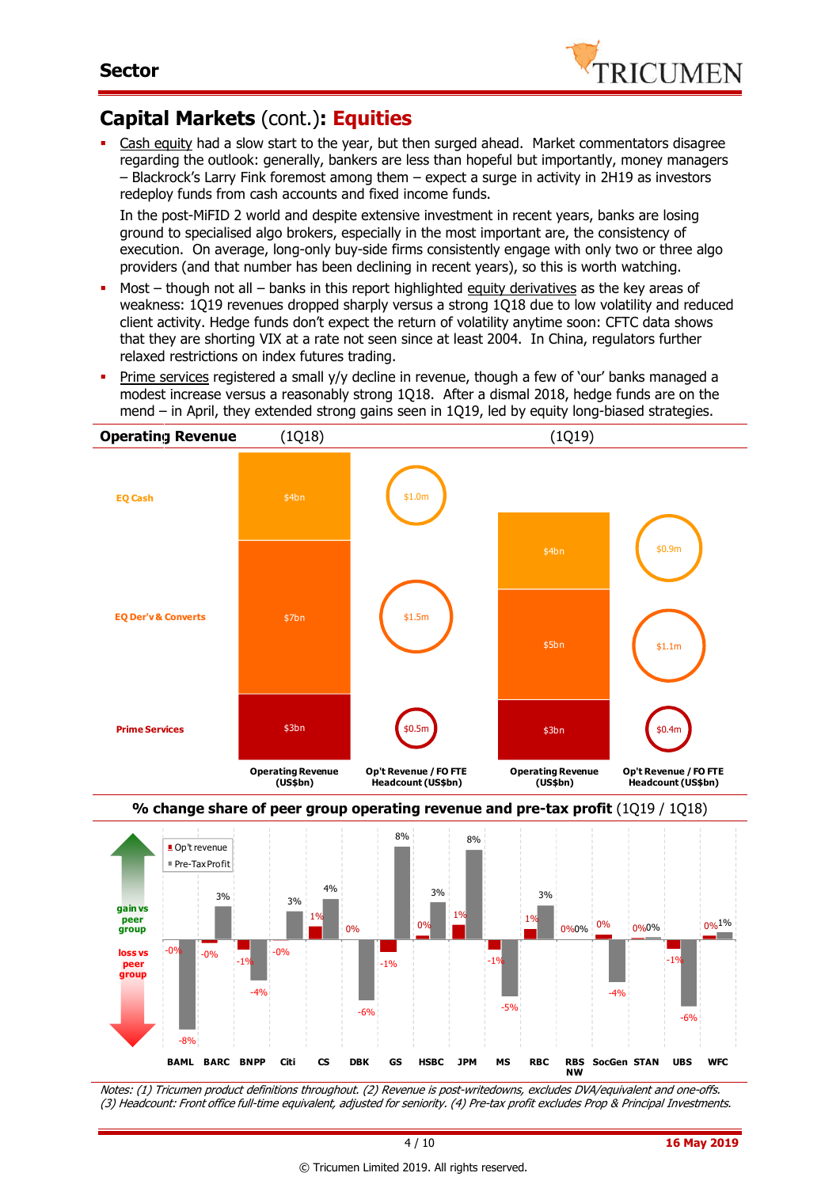## Sector

# Capital Markets (cont.): **Equities**

- Cash equity had a slow start to the year, but then surged ahead. Market commentators disagree regarding the outlook: generally, bankers are less than hopeful but importantly, money managers – Blackrock's Larry Fink foremost among them – expect a surge in activity in 2H19 as investors redeploy funds from cash accounts and fixed income funds.

  In the post-MiFID 2 world and despite extensive investment in recent years, banks are losing ground to specialised algo brokers, especially in the most important are, the consistency of execution. On average, long-only buy-side firms consistently engage with only two or three algo providers (and that number has been declining in recent years), so this is worth watching.

- Most – though not all – banks in this report highlighted equity derivatives as the key areas of weakness: 1Q19 revenues dropped sharply versus a strong 1Q18 due to low volatility and reduced client activity. Hedge funds don't expect the return of volatility anytime soon: CFTC data shows that they are shorting VIX at a rate not seen since at least 2004. In China, regulators further relaxed restrictions on index futures trading.

- Prime services registered a small y/y decline in revenue, though a few of 'our' banks managed a modest increase versus a reasonably strong 1Q18. After a dismal 2018, hedge funds are on the mend – in April, they extended strong gains seen in 1Q19, led by equity long-biased strategies.

**Operating Revenue**

| | (1Q18) Operating Revenue (US$bn) | (1Q18) Op't Revenue / FO FTE Headcount (US$bn) | (1Q19) Operating Revenue (US$bn) | (1Q19) Op't Revenue / FO FTE Headcount (US$bn) |
|---|---|---|---|---|
| EQ Cash | $4bn | $1.0m | $4bn | $0.9m |
| EQ Der'v & Converts | $7bn | $1.5m | $5bn | $1.1m |
| Prime Services | $3bn | $0.5m | $3bn | $0.4m |

**% change share of peer group operating revenue and pre-tax profit** (1Q19 / 1Q18)

| | BAML | BARC | BNPP | Citi | CS | DBK | GS | HSBC | JPM | MS | RBC | RBS NW | SocGen | STAN | UBS | WFC |
|---|---|---|---|---|---|---|---|---|---|---|---|---|---|---|---|---|
| Op't revenue | -0% | -0% | -1% | -0% | 1% | 0% | -1% | 0% | 1% | -1% | 1% | 0% | 0% | 0% | -1% | 0% |
| Pre-Tax Profit | -8% | 3% | -4% | 3% | 4% | -6% | 8% | 3% | 8% | -5% | 3% | 0% | -4% | 0% | -6% | 1% |

*Notes: (1) Tricumen product definitions throughout. (2) Revenue is post-writedowns, excludes DVA/equivalent and one-offs. (3) Headcount: Front office full-time equivalent, adjusted for seniority. (4) Pre-tax profit excludes Prop & Principal Investments.*

16 May 2019

© Tricumen Limited 2019. All rights reserved.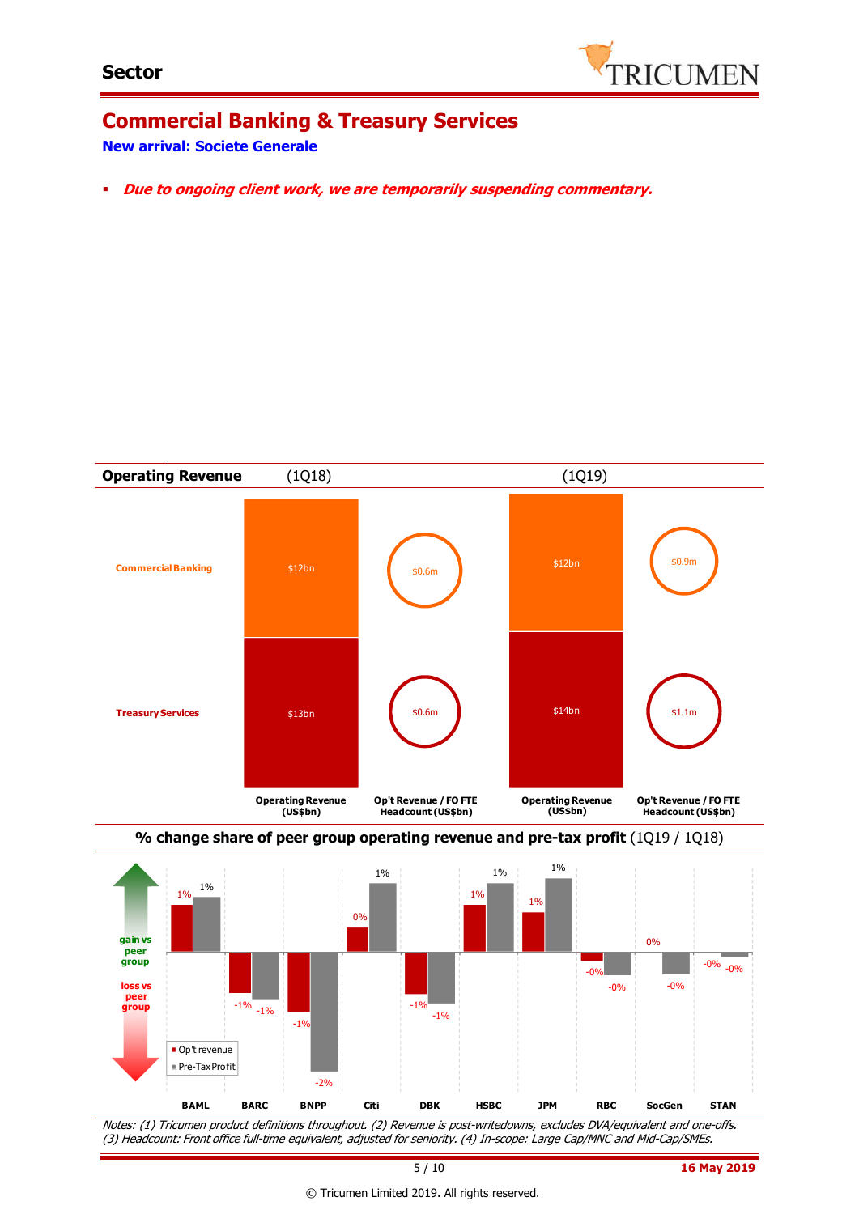## Commercial Banking & Treasury Services

**New arrival: Societe Generale**

- ***Due to ongoing client work, we are temporarily suspending commentary.***

**Operating Revenue**

| | (1Q18) Operating Revenue (US$bn) | (1Q18) Op't Revenue / FO FTE Headcount (US$bn) | (1Q19) Operating Revenue (US$bn) | (1Q19) Op't Revenue / FO FTE Headcount (US$bn) |
|---|---|---|---|---|
| Commercial Banking | $12bn | $0.6m | $12bn | $0.9m |
| Treasury Services | $13bn | $0.6m | $14bn | $1.1m |

**% change share of peer group operating revenue and pre-tax profit** (1Q19 / 1Q18)

| | BAML | BARC | BNPP | Citi | DBK | HSBC | JPM | RBC | SocGen | STAN |
|---|---|---|---|---|---|---|---|---|---|---|
| Op't revenue | 1% | -1% | -1% | 0% | -1% | 1% | 1% | -0% | 0% | -0% |
| Pre-Tax Profit | 1% | -1% | -2% | 1% | -1% | 1% | 1% | -0% | -0% | -0% |

Notes: (1) Tricumen product definitions throughout. (2) Revenue is post-writedowns, excludes DVA/equivalent and one-offs. (3) Headcount: Front office full-time equivalent, adjusted for seniority. (4) In-scope: Large Cap/MNC and Mid-Cap/SMEs.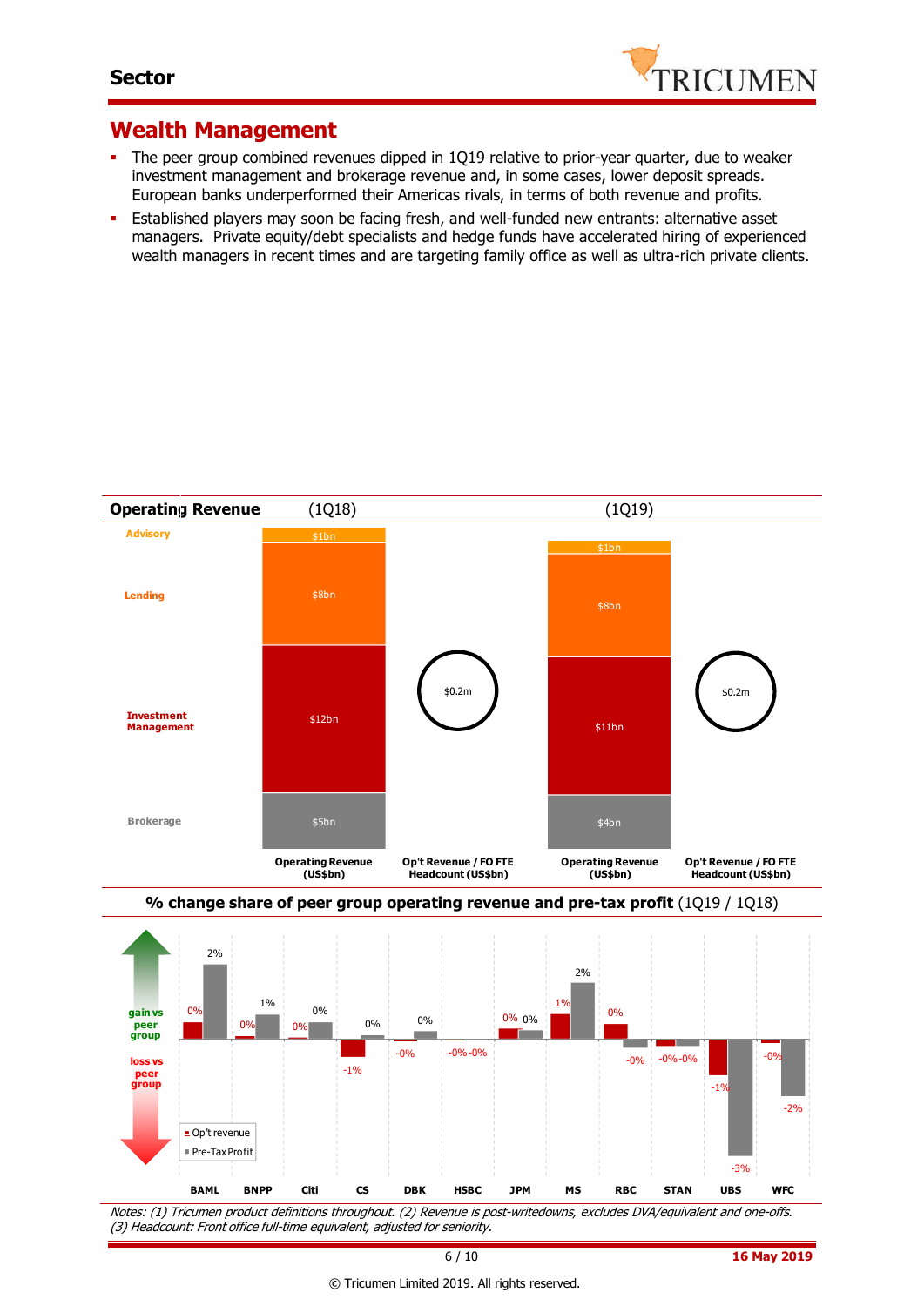## Wealth Management

- The peer group combined revenues dipped in 1Q19 relative to prior-year quarter, due to weaker investment management and brokerage revenue and, in some cases, lower deposit spreads. European banks underperformed their Americas rivals, in terms of both revenue and profits.
- Established players may soon be facing fresh, and well-funded new entrants: alternative asset managers. Private equity/debt specialists and hedge funds have accelerated hiring of experienced wealth managers in recent times and are targeting family office as well as ultra-rich private clients.

**Operating Revenue**

| | Operating Revenue (US$bn) (1Q18) | Op't Revenue / FO FTE Headcount (US$bn) (1Q18) | Operating Revenue (US$bn) (1Q19) | Op't Revenue / FO FTE Headcount (US$bn) (1Q19) |
|---|---|---|---|---|
| Advisory | $1bn | | $1bn | |
| Lending | $8bn | | $8bn | |
| Investment Management | $12bn | | $11bn | |
| Brokerage | $5bn | | $4bn | |
| Total | | $0.2m | | $0.2m |

**% change share of peer group operating revenue and pre-tax profit** (1Q19 / 1Q18)

| | BAML | BNPP | Citi | CS | DBK | HSBC | JPM | MS | RBC | STAN | UBS | WFC |
|---|---|---|---|---|---|---|---|---|---|---|---|---|
| Op't revenue | 0% | 0% | 0% | -1% | -0% | -0% | 0% | 1% | 0% | -0% | -1% | -0% |
| Pre-Tax Profit | 2% | 1% | 0% | 0% | 0% | -0% | 0% | 2% | -0% | -0% | -3% | -2% |

*Notes: (1) Tricumen product definitions throughout. (2) Revenue is post-writedowns, excludes DVA/equivalent and one-offs. (3) Headcount: Front office full-time equivalent, adjusted for seniority.*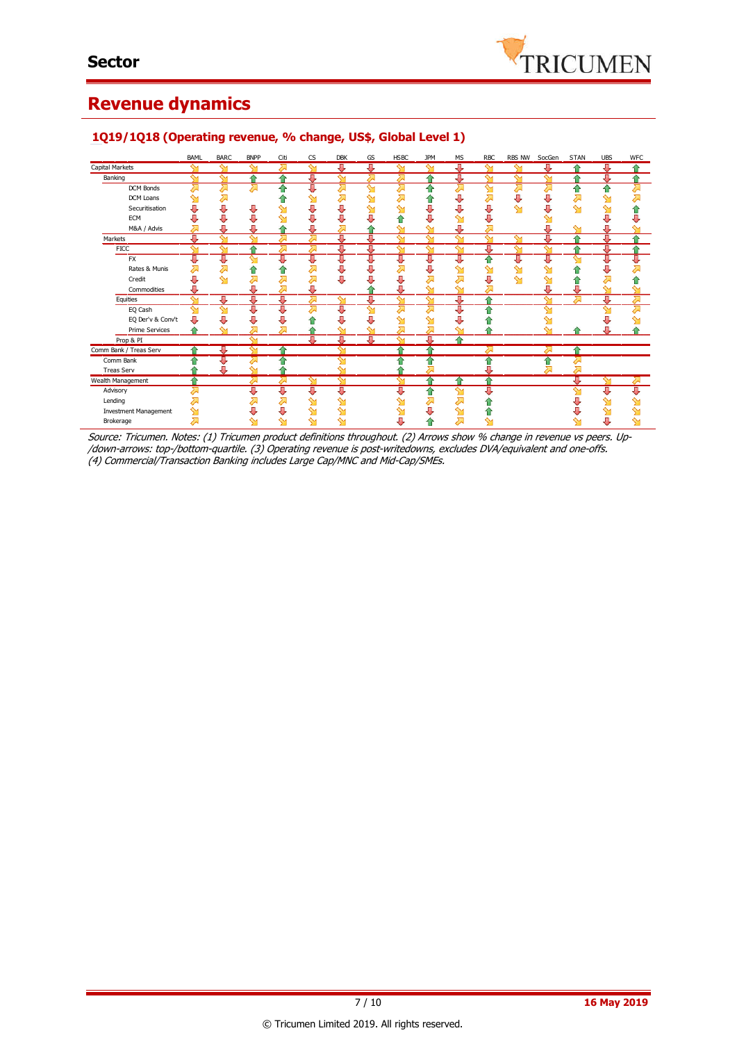# Sector

## Revenue dynamics

### 1Q19/1Q18 (Operating revenue, % change, US$, Global Level 1)

| | BAML | BARC | BNPP | Citi | CS | DBK | GS | HSBC | JPM | MS | RBC | RBS NW | SocGen | STAN | UBS | WFC |
|---|---|---|---|---|---|---|---|---|---|---|---|---|---|---|---|---|
| Capital Markets | ↘ | ↘ | ↘ | ↗ | ↘ | ↓ | ↓ | ↘ | ↘ | ↓ | ↘ | ↘ | ↓ | ↑ | ↓ | ↑ |
| Banking | ↘ | ↘ | ↑ | ↑ | ↓ | ↘ | ↗ | ↗ | ↑ | ↓ | ↘ | ↘ | ↘ | ↑ | ↓ | ↑ |
| DCM Bonds | ↗ | ↗ | ↗ | ↑ | ↓ | ↗ | ↘ | ↗ | ↑ | ↗ | ↘ | ↗ | ↗ | ↑ | ↑ | ↗ |
| DCM Loans | ↘ | ↗ | | ↑ | ↘ | ↗ | ↘ | ↗ | ↑ | ↓ | ↗ | ↓ | ↓ | ↗ | ↘ | ↗ |
| Securitisation | ↓ | ↓ | ↓ | ↘ | ↓ | ↓ | ↘ | ↘ | ↓ | ↓ | ↓ | ↘ | ↓ | ↘ | ↘ | ↑ |
| ECM | ↓ | ↓ | ↓ | ↘ | ↓ | ↓ | ↓ | ↑ | ↓ | ↘ | ↓ | | ↘ | | ↓ | ↓ |
| M&A / Advis | ↗ | ↓ | ↓ | ↑ | ↓ | ↗ | ↑ | ↘ | ↘ | ↓ | ↗ | | ↓ | ↘ | ↓ | ↘ |
| Markets | ↓ | ↘ | ↘ | ↗ | ↗ | ↓ | ↓ | ↘ | ↘ | ↘ | ↘ | ↘ | ↓ | ↑ | ↓ | ↑ |
| FICC | ↘ | ↘ | ↑ | ↗ | ↗ | ↓ | ↓ | ↘ | ↘ | ↘ | ↓ | ↘ | ↘ | ↑ | ↓ | ↑ |
| FX | ↓ | ↓ | ↘ | ↓ | ↓ | ↓ | ↓ | ↓ | ↓ | ↓ | ↑ | ↓ | ↓ | ↘ | ↓ | ↓ |
| Rates & Munis | ↗ | ↗ | ↑ | ↑ | ↗ | ↓ | ↓ | ↗ | ↓ | ↘ | ↘ | ↘ | ↘ | ↑ | ↓ | ↗ |
| Credit | ↓ | ↘ | ↗ | ↗ | ↗ | ↓ | ↓ | ↓ | ↗ | ↗ | ↓ | ↘ | ↘ | ↑ | ↗ | ↑ |
| Commodities | ↓ | | ↓ | ↗ | ↓ | | ↑ | ↓ | ↘ | ↘ | ↗ | | ↓ | ↓ | ↘ | ↘ |
| Equities | ↘ | ↓ | ↓ | ↓ | ↗ | ↘ | ↓ | ↘ | ↘ | ↓ | ↑ | | ↘ | ↗ | ↓ | ↗ |
| EQ Cash | ↘ | ↘ | ↓ | ↓ | ↗ | ↓ | ↘ | ↗ | ↗ | ↓ | ↑ | | ↘ | | ↘ | ↗ |
| EQ Der'v & Conv't | ↓ | ↓ | ↓ | ↓ | ↑ | ↓ | ↓ | ↘ | ↘ | ↓ | ↑ | | ↘ | | ↓ | ↘ |
| Prime Services | ↑ | ↘ | ↗ | ↗ | ↑ | ↘ | ↘ | ↗ | ↗ | ↘ | ↑ | | ↘ | ↑ | ↓ | ↑ |
| Prop & PI | | | ↘ | | ↓ | ↓ | ↓ | ↘ | ↓ | ↑ | | | | | | |
| Comm Bank / Treas Serv | ↑ | ↓ | ↘ | ↑ | | ↘ | | ↑ | ↑ | | ↗ | | ↗ | ↑ | | |
| Comm Bank | ↑ | ↓ | ↗ | ↑ | | ↘ | | ↑ | ↑ | | ↑ | | ↑ | ↗ | | |
| Treas Serv | ↑ | ↓ | ↘ | ↑ | | ↘ | | ↑ | ↗ | | ↓ | | ↗ | ↗ | | |
| Wealth Management | ↑ | | ↗ | ↗ | ↘ | ↘ | | ↘ | ↑ | ↑ | ↑ | | | ↓ | ↘ | ↗ |
| Advisory | ↗ | | ↓ | ↓ | ↓ | ↓ | | ↓ | ↑ | ↘ | ↓ | | | ↘ | ↓ | ↓ |
| Lending | ↗ | | ↗ | ↗ | ↘ | ↘ | | ↘ | ↗ | ↗ | ↑ | | | ↓ | ↘ | ↘ |
| Investment Management | ↘ | | ↓ | ↓ | ↘ | ↘ | | ↘ | ↓ | ↘ | ↑ | | | ↓ | ↘ | ↘ |
| Brokerage | ↗ | | ↘ | ↘ | ↘ | ↘ | | ↓ | ↑ | ↗ | ↘ | | | ↘ | ↓ | ↘ |

*Source: Tricumen. Notes: (1) Tricumen product definitions throughout. (2) Arrows show % change in revenue vs peers. Up-/down-arrows: top-/bottom-quartile. (3) Operating revenue is post-writedowns, excludes DVA/equivalent and one-offs. (4) Commercial/Transaction Banking includes Large Cap/MNC and Mid-Cap/SMEs.*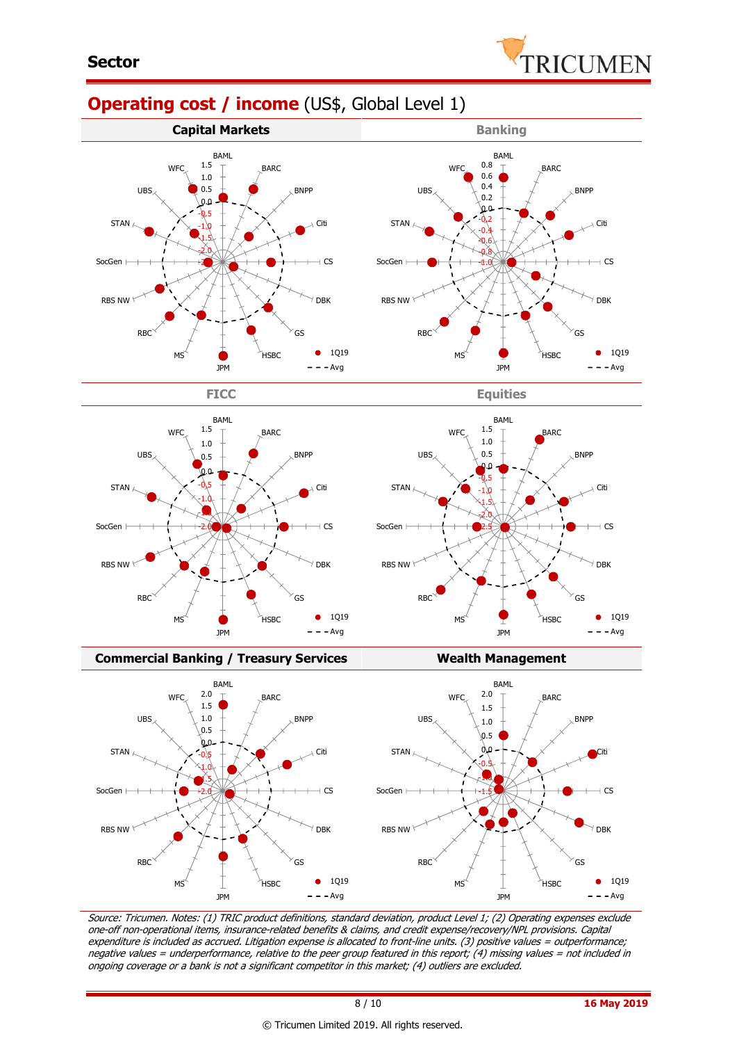## Sector

# Operating cost / income (US$, Global Level 1)

| Capital Markets | Banking |
|---|---|

BAML, BARC, BNPP, Citi, CS, DBK, GS, HSBC, JPM, MS, RBC, RBS NW, SocGen, STAN, UBS, WFC

● 1Q19 - - - Avg

| FICC | Equities |
|---|---|

BAML, BARC, BNPP, Citi, CS, DBK, GS, HSBC, JPM, MS, RBC, RBS NW, SocGen, STAN, UBS, WFC

● 1Q19 - - - Avg

| Commercial Banking / Treasury Services | Wealth Management |
|---|---|

BAML, BARC, BNPP, Citi, CS, DBK, GS, HSBC, JPM, MS, RBC, RBS NW, SocGen, STAN, UBS, WFC

● 1Q19 - - - Avg

*Source: Tricumen. Notes: (1) TRIC product definitions, standard deviation, product Level 1; (2) Operating expenses exclude one-off non-operational items, insurance-related benefits & claims, and credit expense/recovery/NPL provisions. Capital expenditure is included as accrued. Litigation expense is allocated to front-line units. (3) positive values = outperformance; negative values = underperformance, relative to the peer group featured in this report; (4) missing values = not included in ongoing coverage or a bank is not a significant competitor in this market; (4) outliers are excluded.*

**16 May 2019**

© Tricumen Limited 2019. All rights reserved.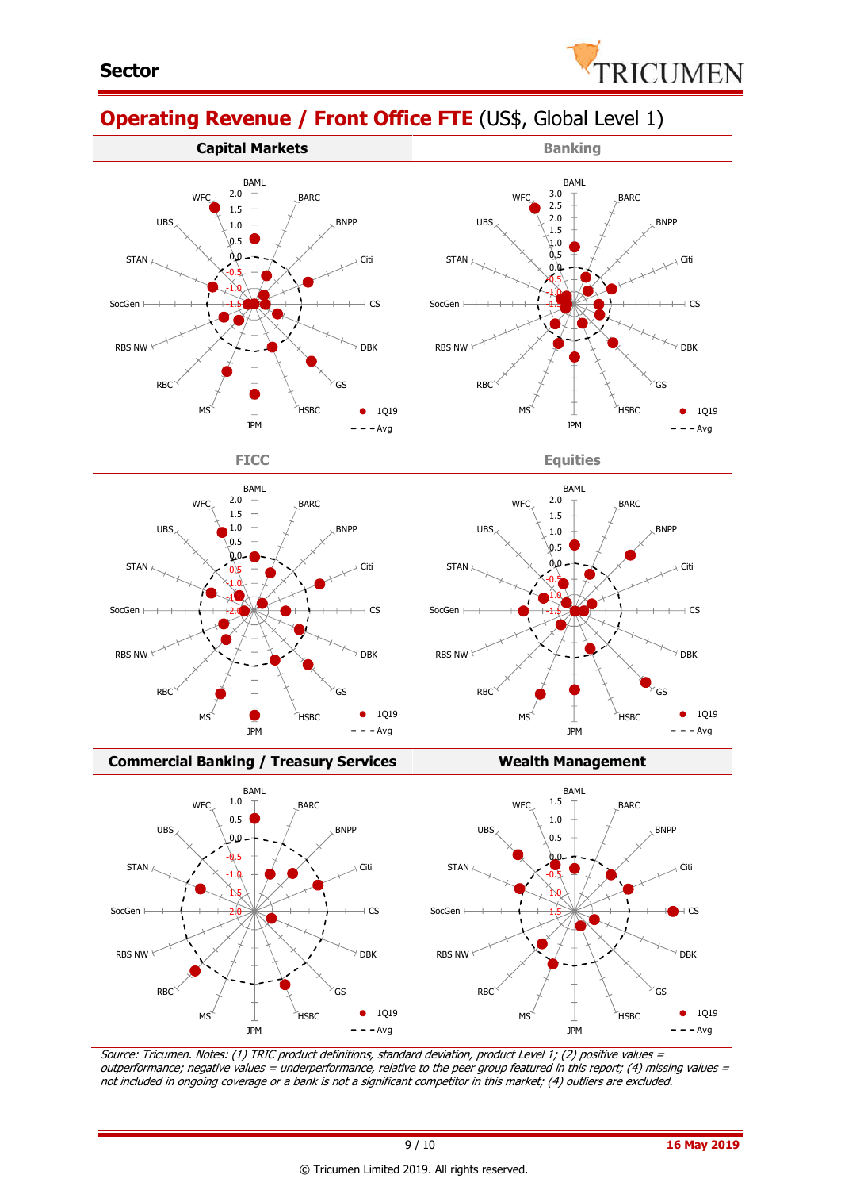## Operating Revenue / Front Office FTE (US$, Global Level 1)

**Capital Markets**

BAML, BARC, BNPP, Citi, CS, DBK, GS, HSBC, JPM, MS, RBC, RBS NW, SocGen, STAN, UBS, WFC

2.0, 1.5, 1.0, 0.5, 0.0, -0.5, -1.0, -1.5

● 1Q19
- - - Avg

**Banking**

BAML, BARC, BNPP, Citi, CS, DBK, GS, HSBC, JPM, MS, RBC, RBS NW, SocGen, STAN, UBS, WFC

3.0, 2.5, 2.0, 1.5, 1.0, 0.5, 0.0, -0.5, -1.0, -1.5

● 1Q19
- - - Avg

**FICC**

BAML, BARC, BNPP, Citi, CS, DBK, GS, HSBC, JPM, MS, RBC, RBS NW, SocGen, STAN, UBS, WFC

2.0, 1.5, 1.0, 0.5, 0.0, -0.5, -1.0, -1.5, -2.0

● 1Q19
- - - Avg

**Equities**

BAML, BARC, BNPP, Citi, CS, DBK, GS, HSBC, JPM, MS, RBC, RBS NW, SocGen, STAN, UBS, WFC

2.0, 1.5, 1.0, 0.5, 0.0, -0.5, -1.0, -1.5

● 1Q19
- - - Avg

**Commercial Banking / Treasury Services**

BAML, BARC, BNPP, Citi, CS, DBK, GS, HSBC, JPM, MS, RBC, RBS NW, SocGen, STAN, UBS, WFC

1.0, 0.5, 0.0, -0.5, -1.0, -1.5, -2.0

● 1Q19
- - - Avg

**Wealth Management**

BAML, BARC, BNPP, Citi, CS, DBK, GS, HSBC, JPM, MS, RBC, RBS NW, SocGen, STAN, UBS, WFC

1.5, 1.0, 0.5, 0.0, -0.5, -1.0, -1.5

● 1Q19
- - - Avg

*Source: Tricumen. Notes: (1) TRIC product definitions, standard deviation, product Level 1; (2) positive values = outperformance; negative values = underperformance, relative to the peer group featured in this report; (4) missing values = not included in ongoing coverage or a bank is not a significant competitor in this market; (4) outliers are excluded.*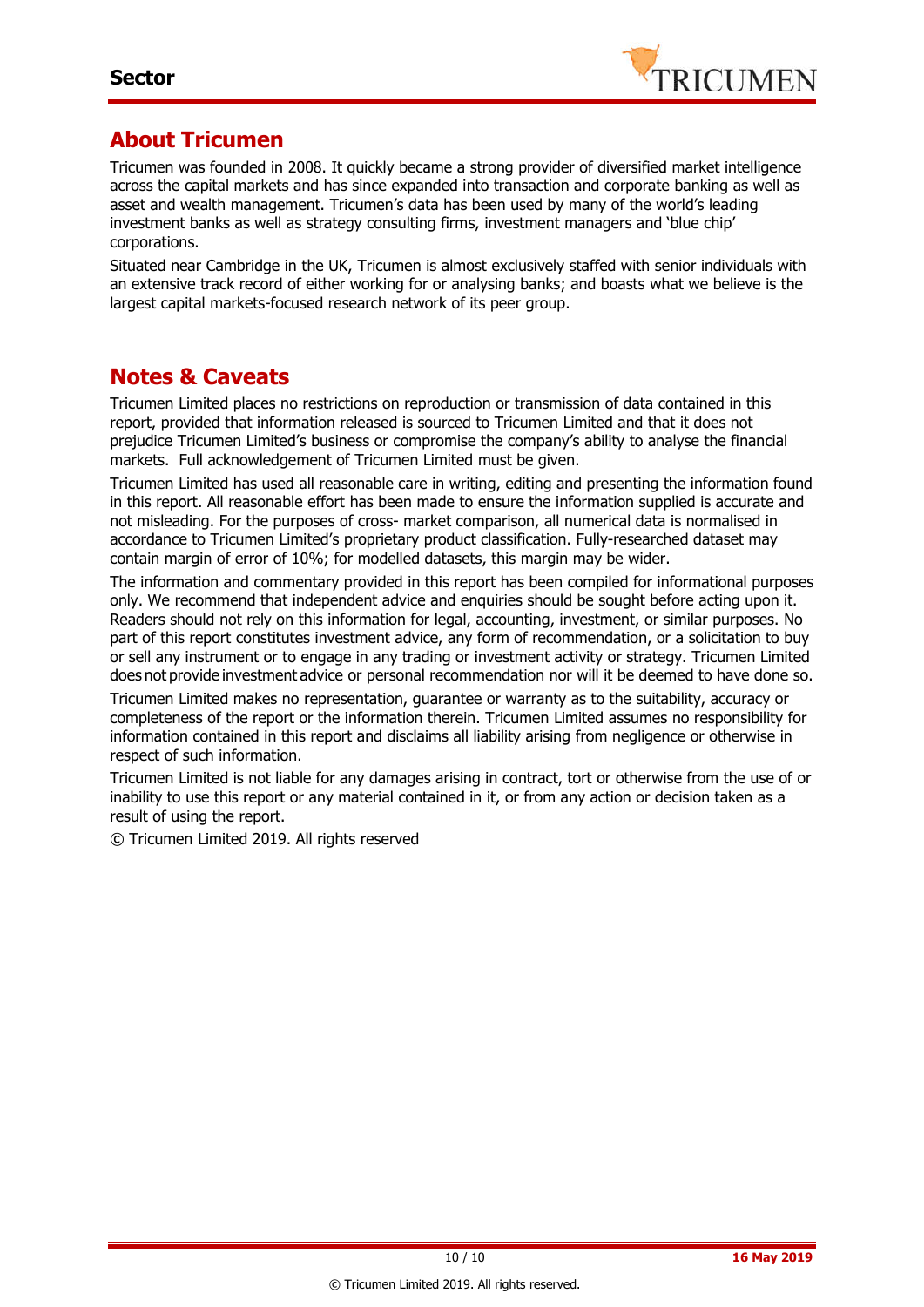## About Tricumen

Tricumen was founded in 2008. It quickly became a strong provider of diversified market intelligence across the capital markets and has since expanded into transaction and corporate banking as well as asset and wealth management. Tricumen's data has been used by many of the world's leading investment banks as well as strategy consulting firms, investment managers and 'blue chip' corporations.

Situated near Cambridge in the UK, Tricumen is almost exclusively staffed with senior individuals with an extensive track record of either working for or analysing banks; and boasts what we believe is the largest capital markets-focused research network of its peer group.

## Notes & Caveats

Tricumen Limited places no restrictions on reproduction or transmission of data contained in this report, provided that information released is sourced to Tricumen Limited and that it does not prejudice Tricumen Limited's business or compromise the company's ability to analyse the financial markets. Full acknowledgement of Tricumen Limited must be given.

Tricumen Limited has used all reasonable care in writing, editing and presenting the information found in this report. All reasonable effort has been made to ensure the information supplied is accurate and not misleading. For the purposes of cross- market comparison, all numerical data is normalised in accordance to Tricumen Limited's proprietary product classification. Fully-researched dataset may contain margin of error of 10%; for modelled datasets, this margin may be wider.

The information and commentary provided in this report has been compiled for informational purposes only. We recommend that independent advice and enquiries should be sought before acting upon it. Readers should not rely on this information for legal, accounting, investment, or similar purposes. No part of this report constitutes investment advice, any form of recommendation, or a solicitation to buy or sell any instrument or to engage in any trading or investment activity or strategy. Tricumen Limited does not provide investment advice or personal recommendation nor will it be deemed to have done so.

Tricumen Limited makes no representation, guarantee or warranty as to the suitability, accuracy or completeness of the report or the information therein. Tricumen Limited assumes no responsibility for information contained in this report and disclaims all liability arising from negligence or otherwise in respect of such information.

Tricumen Limited is not liable for any damages arising in contract, tort or otherwise from the use of or inability to use this report or any material contained in it, or from any action or decision taken as a result of using the report.

© Tricumen Limited 2019. All rights reserved